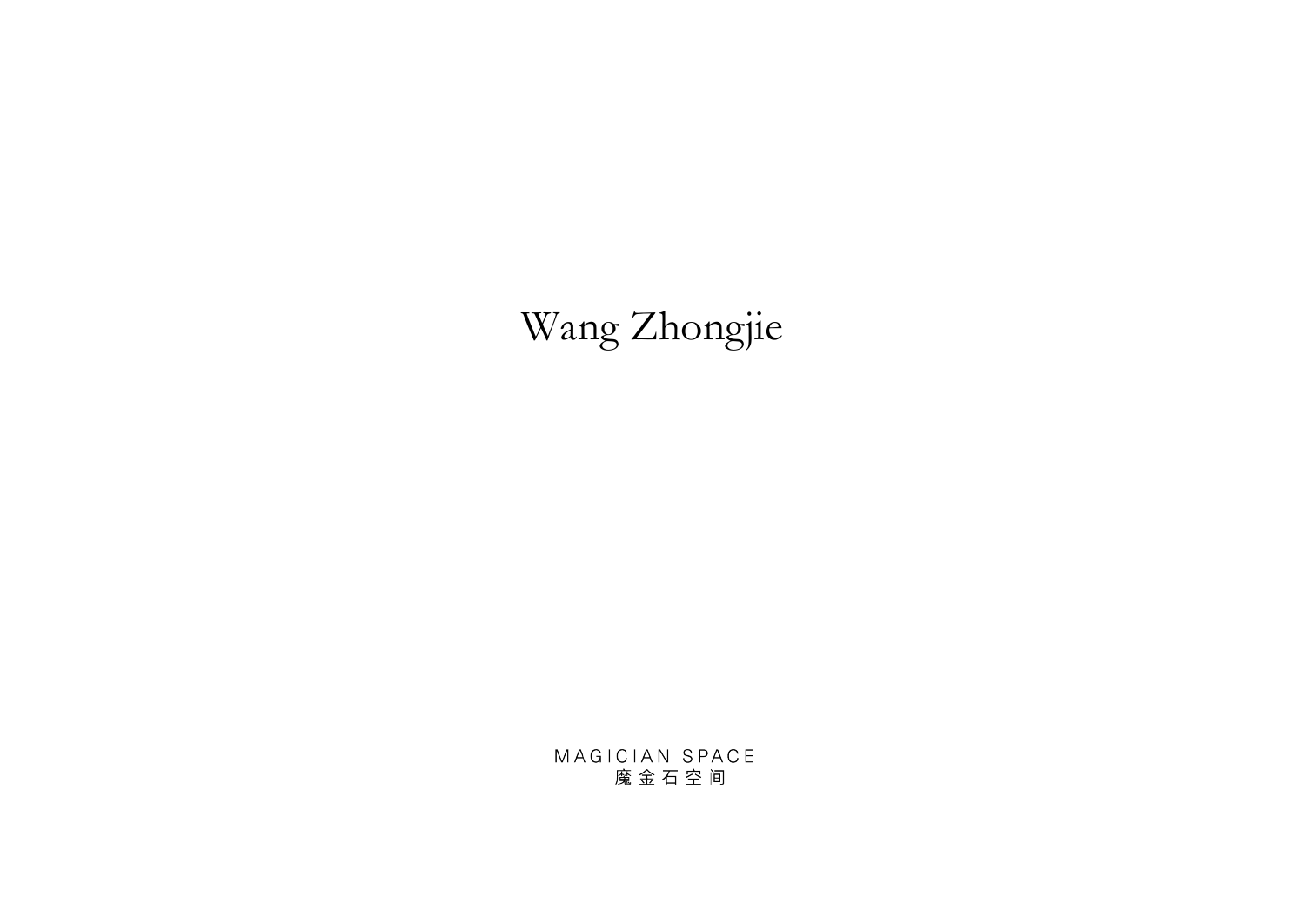# Wang Zhongjie

MAGICIAN SPACE
魔金石空间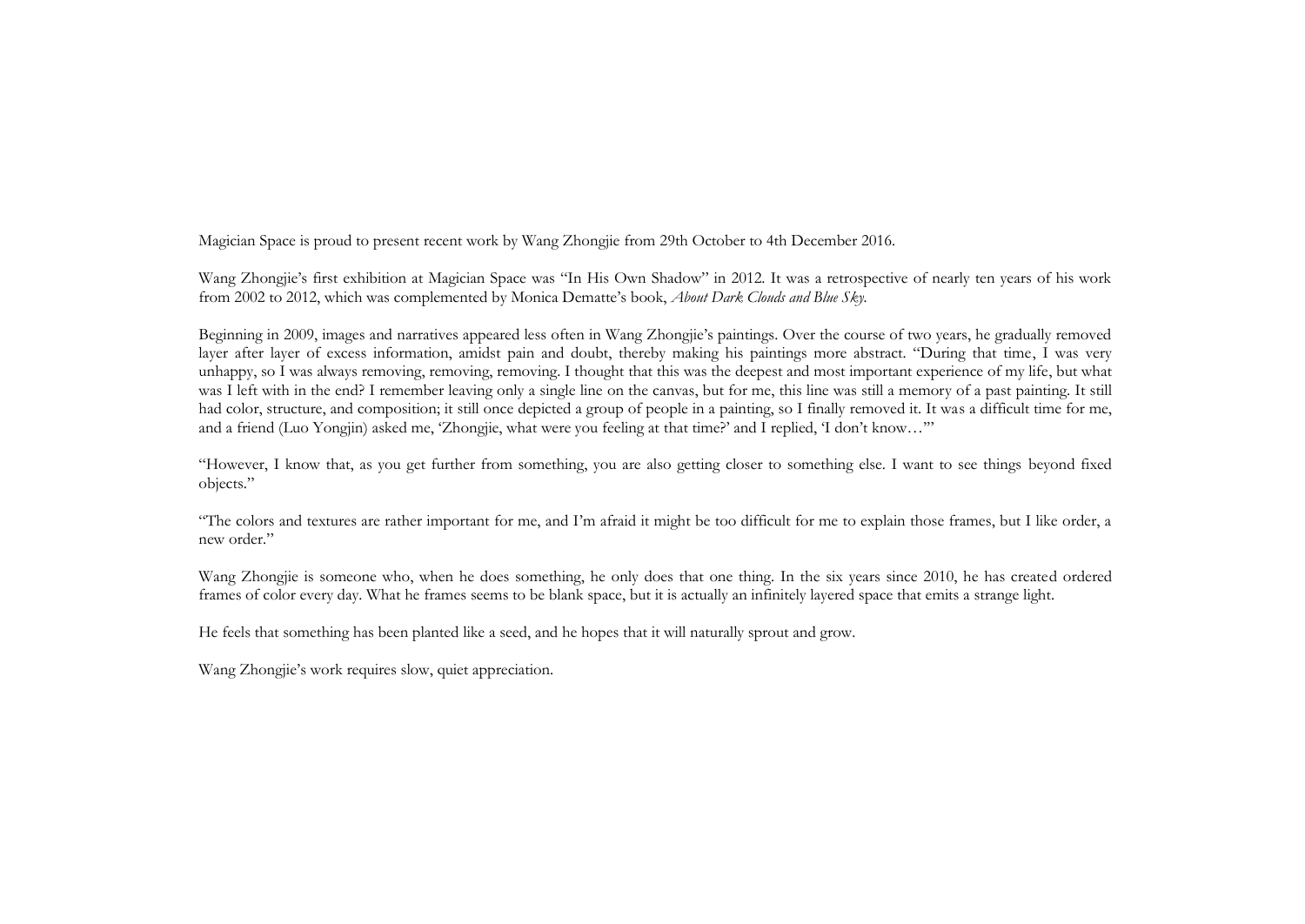Magician Space is proud to present recent work by Wang Zhongjie from 29th October to 4th December 2016.

Wang Zhongjie's first exhibition at Magician Space was "In His Own Shadow" in 2012. It was a retrospective of nearly ten years of his work from 2002 to 2012, which was complemented by Monica Dematte's book, *About Dark Clouds and Blue Sky*.

Beginning in 2009, images and narratives appeared less often in Wang Zhongjie's paintings. Over the course of two years, he gradually removed layer after layer of excess information, amidst pain and doubt, thereby making his paintings more abstract. "During that time, I was very unhappy, so I was always removing, removing, removing. I thought that this was the deepest and most important experience of my life, but what was I left with in the end? I remember leaving only a single line on the canvas, but for me, this line was still a memory of a past painting. It still had color, structure, and composition; it still once depicted a group of people in a painting, so I finally removed it. It was a difficult time for me, and a friend (Luo Yongjin) asked me, 'Zhongjie, what were you feeling at that time?' and I replied, 'I don't know…'"

"However, I know that, as you get further from something, you are also getting closer to something else. I want to see things beyond fixed objects."

"The colors and textures are rather important for me, and I'm afraid it might be too difficult for me to explain those frames, but I like order, a new order."

Wang Zhongjie is someone who, when he does something, he only does that one thing. In the six years since 2010, he has created ordered frames of color every day. What he frames seems to be blank space, but it is actually an infinitely layered space that emits a strange light.

He feels that something has been planted like a seed, and he hopes that it will naturally sprout and grow.

Wang Zhongjie's work requires slow, quiet appreciation.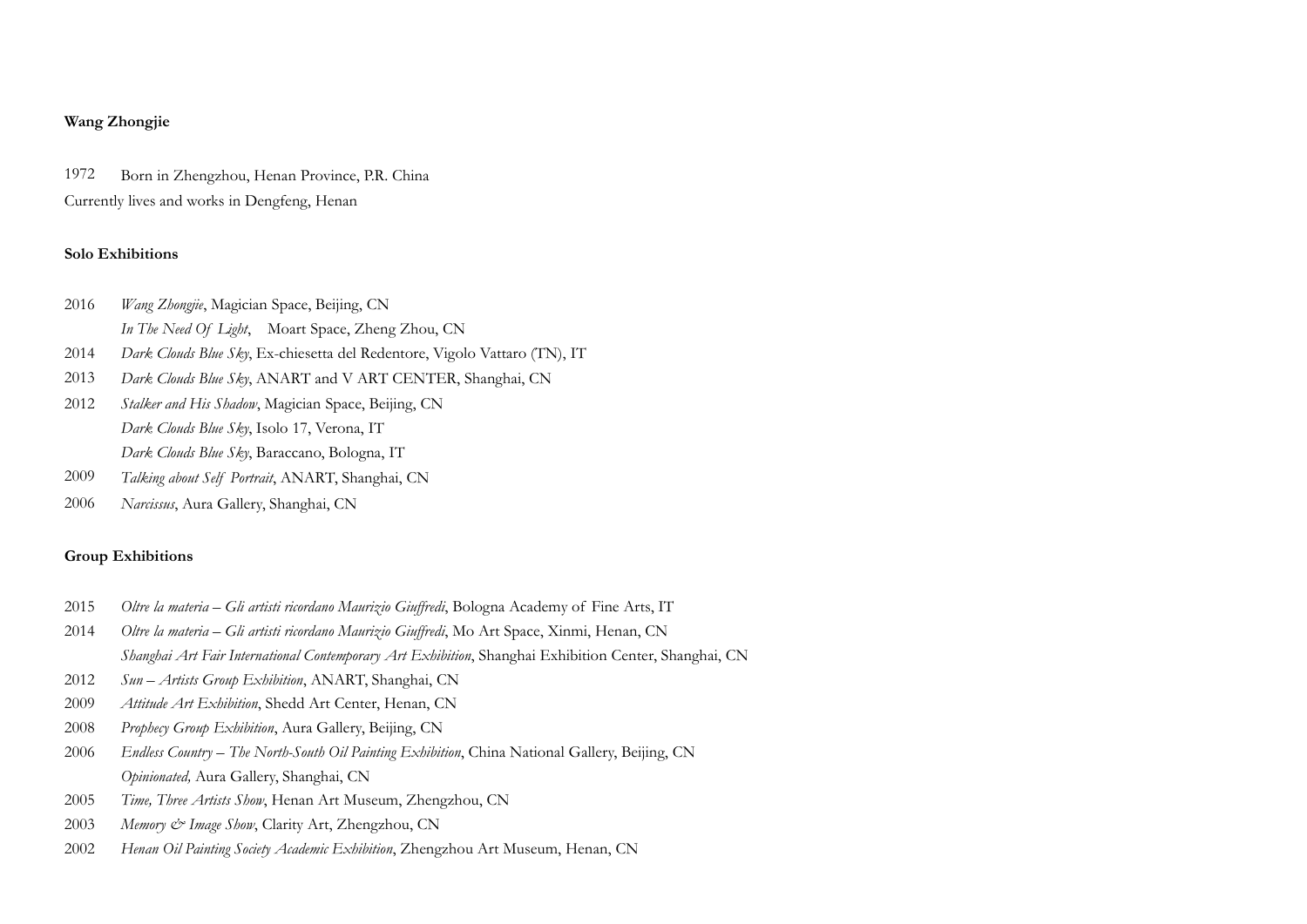**Wang Zhongjie**

1972 Born in Zhengzhou, Henan Province, P.R. China

Currently lives and works in Dengfeng, Henan

**Solo Exhibitions**

2016 *Wang Zhongjie*, Magician Space, Beijing, CN

*In The Need Of Light*, Moart Space, Zheng Zhou, CN

2014 *Dark Clouds Blue Sky*, Ex-chiesetta del Redentore, Vigolo Vattaro (TN), IT

2013 *Dark Clouds Blue Sky*, ANART and V ART CENTER, Shanghai, CN

2012 *Stalker and His Shadow*, Magician Space, Beijing, CN

*Dark Clouds Blue Sky*, Isolo 17, Verona, IT

*Dark Clouds Blue Sky*, Baraccano, Bologna, IT

2009 *Talking about Self Portrait*, ANART, Shanghai, CN

2006 *Narcissus*, Aura Gallery, Shanghai, CN

**Group Exhibitions**

2015 *Oltre la materia – Gli artisti ricordano Maurizio Giuffredi*, Bologna Academy of Fine Arts, IT

2014 *Oltre la materia – Gli artisti ricordano Maurizio Giuffredi*, Mo Art Space, Xinmi, Henan, CN

*Shanghai Art Fair International Contemporary Art Exhibition*, Shanghai Exhibition Center, Shanghai, CN

2012 *Sun – Artists Group Exhibition*, ANART, Shanghai, CN

2009 *Attitude Art Exhibition*, Shedd Art Center, Henan, CN

2008 *Prophecy Group Exhibition*, Aura Gallery, Beijing, CN

2006 *Endless Country – The North-South Oil Painting Exhibition*, China National Gallery, Beijing, CN

*Opinionated,* Aura Gallery, Shanghai, CN

2005 *Time, Three Artists Show*, Henan Art Museum, Zhengzhou, CN

2003 *Memory & Image Show*, Clarity Art, Zhengzhou, CN

2002 *Henan Oil Painting Society Academic Exhibition*, Zhengzhou Art Museum, Henan, CN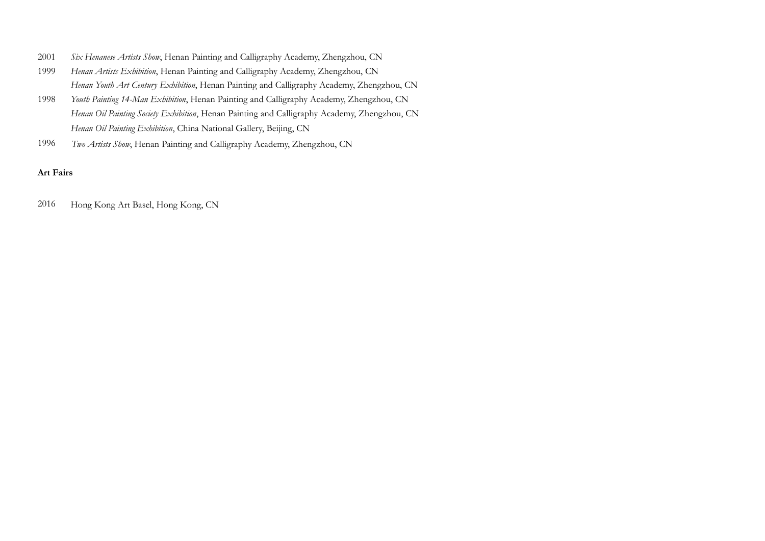2001 *Six Henanese Artists Show*, Henan Painting and Calligraphy Academy, Zhengzhou, CN

1999 *Henan Artists Exhibition*, Henan Painting and Calligraphy Academy, Zhengzhou, CN

*Henan Youth Art Century Exhibition*, Henan Painting and Calligraphy Academy, Zhengzhou, CN

1998 *Youth Painting 14-Man Exhibition*, Henan Painting and Calligraphy Academy, Zhengzhou, CN

*Henan Oil Painting Society Exhibition*, Henan Painting and Calligraphy Academy, Zhengzhou, CN

*Henan Oil Painting Exhibition*, China National Gallery, Beijing, CN

1996 *Two Artists Show*, Henan Painting and Calligraphy Academy, Zhengzhou, CN

**Art Fairs**

2016 Hong Kong Art Basel, Hong Kong, CN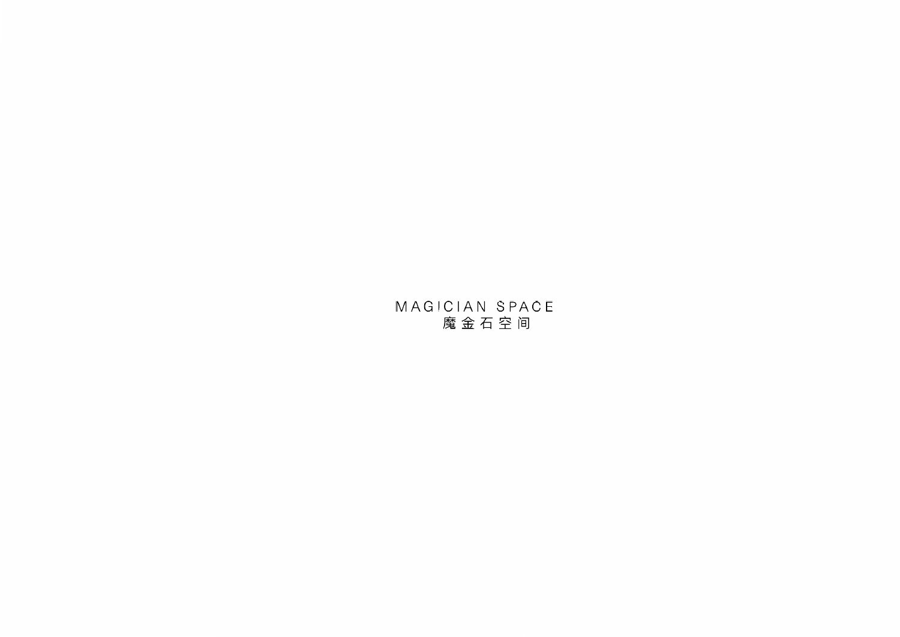MAGICIAN SPACE

魔金石空间